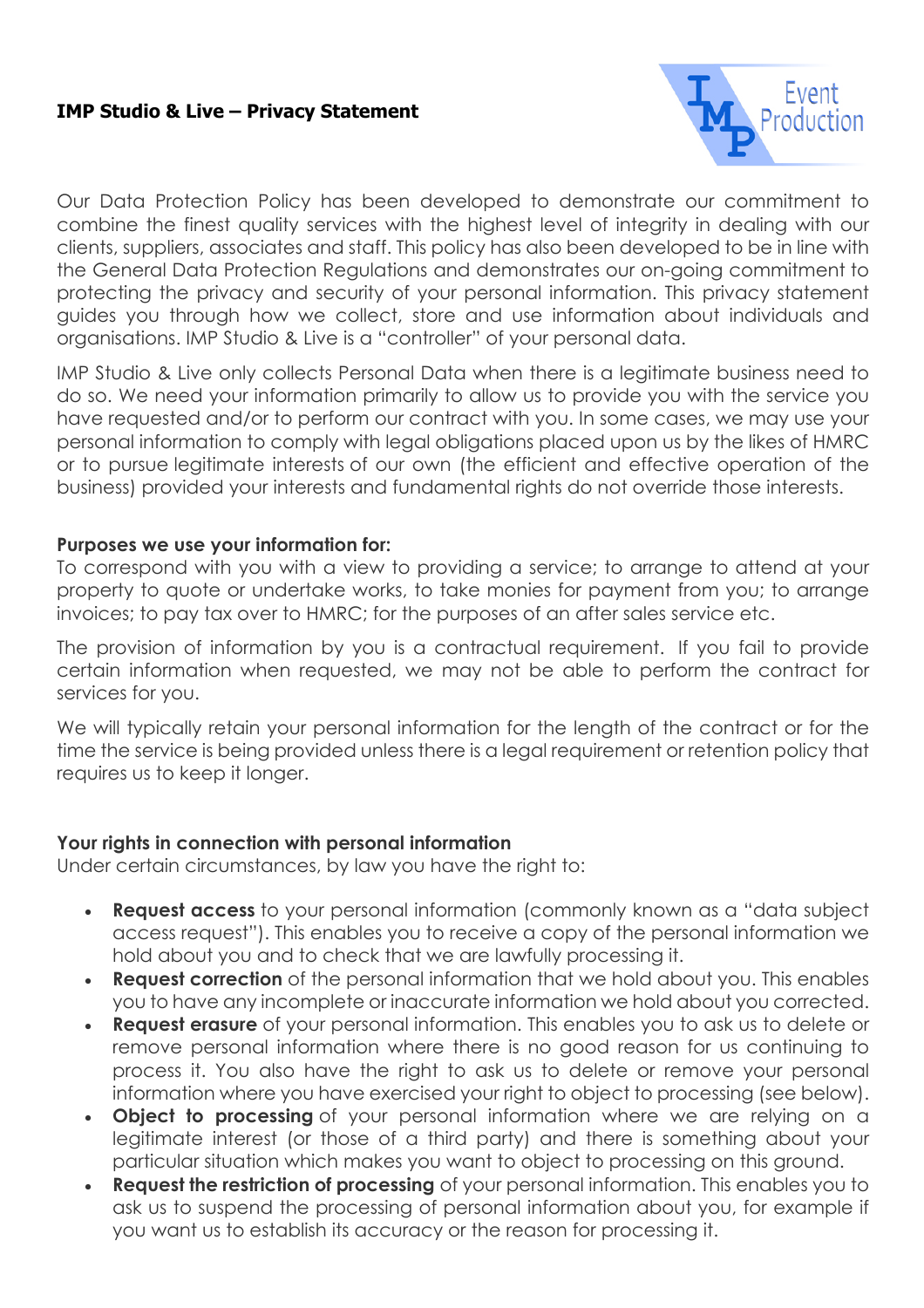# IMP Studio & Live – Privacy Statement

Our Data Protection Policy has been developed to demonstrate our commitment to combine the finest quality services with the highest level of integrity in dealing with our clients, suppliers, associates and staff. This policy has also been developed to be in line with the General Data Protection Regulations and demonstrates our on-going commitment to protecting the privacy and security of your personal information. This privacy statement guides you through how we collect, store and use information about individuals and organisations. IMP Studio & Live is a "controller" of your personal data.

IMP Studio & Live only collects Personal Data when there is a legitimate business need to do so. We need your information primarily to allow us to provide you with the service you have requested and/or to perform our contract with you. In some cases, we may use your personal information to comply with legal obligations placed upon us by the likes of HMRC or to pursue legitimate interests of our own (the efficient and effective operation of the business) provided your interests and fundamental rights do not override those interests.

**Purposes we use your information for:**
To correspond with you with a view to providing a service; to arrange to attend at your property to quote or undertake works, to take monies for payment from you; to arrange invoices; to pay tax over to HMRC; for the purposes of an after sales service etc.

The provision of information by you is a contractual requirement. If you fail to provide certain information when requested, we may not be able to perform the contract for services for you.

We will typically retain your personal information for the length of the contract or for the time the service is being provided unless there is a legal requirement or retention policy that requires us to keep it longer.

**Your rights in connection with personal information**
Under certain circumstances, by law you have the right to:

- **Request access** to your personal information (commonly known as a "data subject access request"). This enables you to receive a copy of the personal information we hold about you and to check that we are lawfully processing it.
- **Request correction** of the personal information that we hold about you. This enables you to have any incomplete or inaccurate information we hold about you corrected.
- **Request erasure** of your personal information. This enables you to ask us to delete or remove personal information where there is no good reason for us continuing to process it. You also have the right to ask us to delete or remove your personal information where you have exercised your right to object to processing (see below).
- **Object to processing** of your personal information where we are relying on a legitimate interest (or those of a third party) and there is something about your particular situation which makes you want to object to processing on this ground.
- **Request the restriction of processing** of your personal information. This enables you to ask us to suspend the processing of personal information about you, for example if you want us to establish its accuracy or the reason for processing it.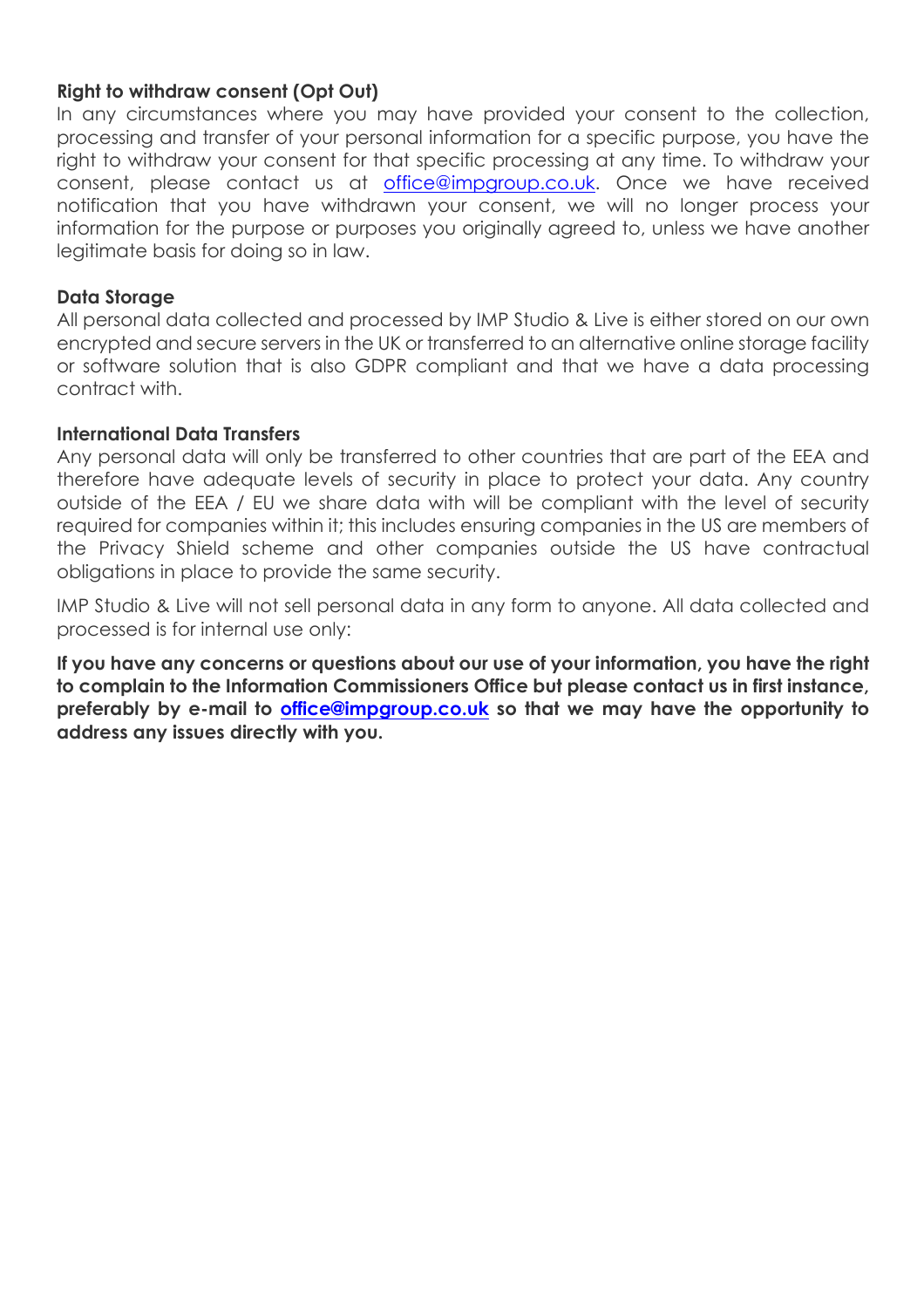**Right to withdraw consent (Opt Out)**

In any circumstances where you may have provided your consent to the collection, processing and transfer of your personal information for a specific purpose, you have the right to withdraw your consent for that specific processing at any time. To withdraw your consent, please contact us at office@impgroup.co.uk. Once we have received notification that you have withdrawn your consent, we will no longer process your information for the purpose or purposes you originally agreed to, unless we have another legitimate basis for doing so in law.

**Data Storage**

All personal data collected and processed by IMP Studio & Live is either stored on our own encrypted and secure servers in the UK or transferred to an alternative online storage facility or software solution that is also GDPR compliant and that we have a data processing contract with.

**International Data Transfers**

Any personal data will only be transferred to other countries that are part of the EEA and therefore have adequate levels of security in place to protect your data. Any country outside of the EEA / EU we share data with will be compliant with the level of security required for companies within it; this includes ensuring companies in the US are members of the Privacy Shield scheme and other companies outside the US have contractual obligations in place to provide the same security.

IMP Studio & Live will not sell personal data in any form to anyone. All data collected and processed is for internal use only:

**If you have any concerns or questions about our use of your information, you have the right to complain to the Information Commissioners Office but please contact us in first instance, preferably by e-mail to office@impgroup.co.uk so that we may have the opportunity to address any issues directly with you.**